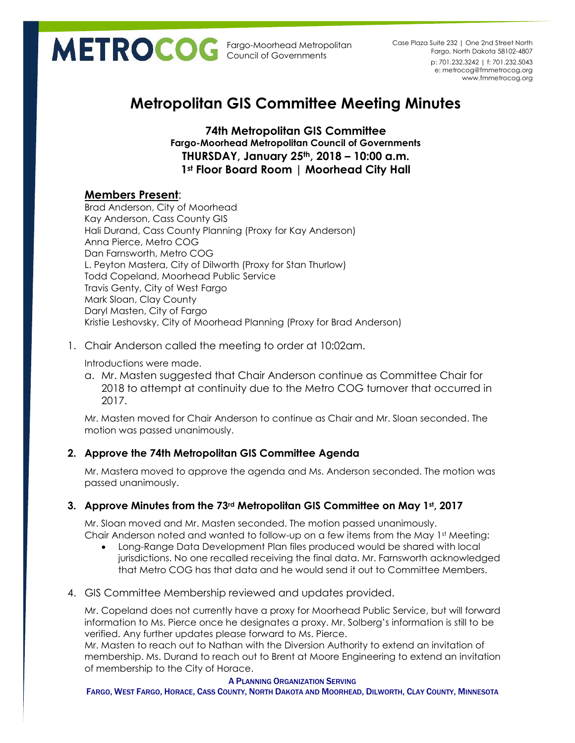# Metropolitan GIS Committee Meeting Minutes

**74th Metropolitan GIS Committee**
**Fargo-Moorhead Metropolitan Council of Governments**
**THURSDAY, January 25th, 2018 – 10:00 a.m.**
**1st Floor Board Room | Moorhead City Hall**

## Members Present:

Brad Anderson, City of Moorhead
Kay Anderson, Cass County GIS
Hali Durand, Cass County Planning (Proxy for Kay Anderson)
Anna Pierce, Metro COG
Dan Farnsworth, Metro COG
L. Peyton Mastera, City of Dilworth (Proxy for Stan Thurlow)
Todd Copeland, Moorhead Public Service
Travis Genty, City of West Fargo
Mark Sloan, Clay County
Daryl Masten, City of Fargo
Kristie Leshovsky, City of Moorhead Planning (Proxy for Brad Anderson)

1. Chair Anderson called the meeting to order at 10:02am.

   Introductions were made.

   a. Mr. Masten suggested that Chair Anderson continue as Committee Chair for 2018 to attempt at continuity due to the Metro COG turnover that occurred in 2017.

   Mr. Masten moved for Chair Anderson to continue as Chair and Mr. Sloan seconded. The motion was passed unanimously.

2. **Approve the 74th Metropolitan GIS Committee Agenda**

   Mr. Mastera moved to approve the agenda and Ms. Anderson seconded. The motion was passed unanimously.

3. **Approve Minutes from the 73rd Metropolitan GIS Committee on May 1st, 2017**

   Mr. Sloan moved and Mr. Masten seconded. The motion passed unanimously.
   Chair Anderson noted and wanted to follow-up on a few items from the May 1st Meeting:

   - Long-Range Data Development Plan files produced would be shared with local jurisdictions. No one recalled receiving the final data. Mr. Farnsworth acknowledged that Metro COG has that data and he would send it out to Committee Members.

4. GIS Committee Membership reviewed and updates provided.

   Mr. Copeland does not currently have a proxy for Moorhead Public Service, but will forward information to Ms. Pierce once he designates a proxy. Mr. Solberg's information is still to be verified. Any further updates please forward to Ms. Pierce.
   Mr. Masten to reach out to Nathan with the Diversion Authority to extend an invitation of membership. Ms. Durand to reach out to Brent at Moore Engineering to extend an invitation of membership to the City of Horace.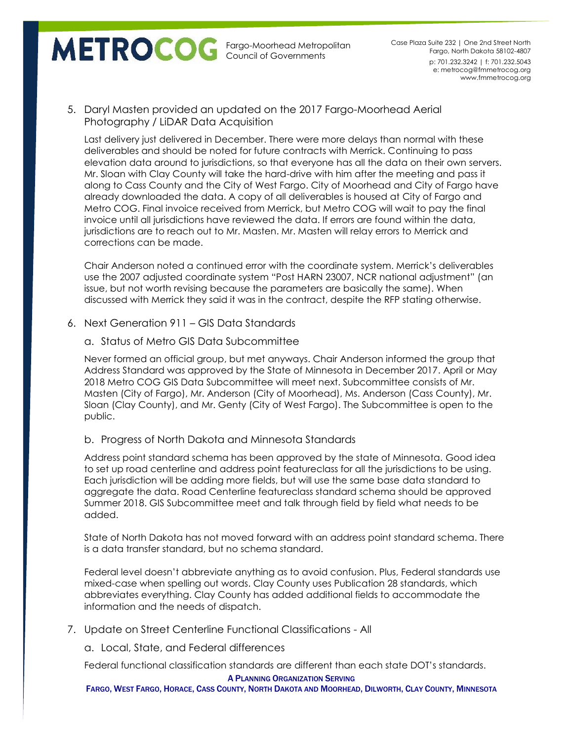5. Daryl Masten provided an updated on the 2017 Fargo-Moorhead Aerial Photography / LiDAR Data Acquisition

   Last delivery just delivered in December. There were more delays than normal with these deliverables and should be noted for future contracts with Merrick. Continuing to pass elevation data around to jurisdictions, so that everyone has all the data on their own servers. Mr. Sloan with Clay County will take the hard-drive with him after the meeting and pass it along to Cass County and the City of West Fargo. City of Moorhead and City of Fargo have already downloaded the data. A copy of all deliverables is housed at City of Fargo and Metro COG. Final invoice received from Merrick, but Metro COG will wait to pay the final invoice until all jurisdictions have reviewed the data. If errors are found within the data, jurisdictions are to reach out to Mr. Masten. Mr. Masten will relay errors to Merrick and corrections can be made.

   Chair Anderson noted a continued error with the coordinate system. Merrick's deliverables use the 2007 adjusted coordinate system "Post HARN 23007, NCR national adjustment" (an issue, but not worth revising because the parameters are basically the same). When discussed with Merrick they said it was in the contract, despite the RFP stating otherwise.

6. Next Generation 911 – GIS Data Standards

   a. Status of Metro GIS Data Subcommittee

   Never formed an official group, but met anyways. Chair Anderson informed the group that Address Standard was approved by the State of Minnesota in December 2017. April or May 2018 Metro COG GIS Data Subcommittee will meet next. Subcommittee consists of Mr. Masten (City of Fargo), Mr. Anderson (City of Moorhead), Ms. Anderson (Cass County), Mr. Sloan (Clay County), and Mr. Genty (City of West Fargo). The Subcommittee is open to the public.

   b. Progress of North Dakota and Minnesota Standards

   Address point standard schema has been approved by the state of Minnesota. Good idea to set up road centerline and address point featureclass for all the jurisdictions to be using. Each jurisdiction will be adding more fields, but will use the same base data standard to aggregate the data. Road Centerline featureclass standard schema should be approved Summer 2018. GIS Subcommittee meet and talk through field by field what needs to be added.

   State of North Dakota has not moved forward with an address point standard schema. There is a data transfer standard, but no schema standard.

   Federal level doesn't abbreviate anything as to avoid confusion. Plus, Federal standards use mixed-case when spelling out words. Clay County uses Publication 28 standards, which abbreviates everything. Clay County has added additional fields to accommodate the information and the needs of dispatch.

7. Update on Street Centerline Functional Classifications - All

   a. Local, State, and Federal differences

   Federal functional classification standards are different than each state DOT's standards.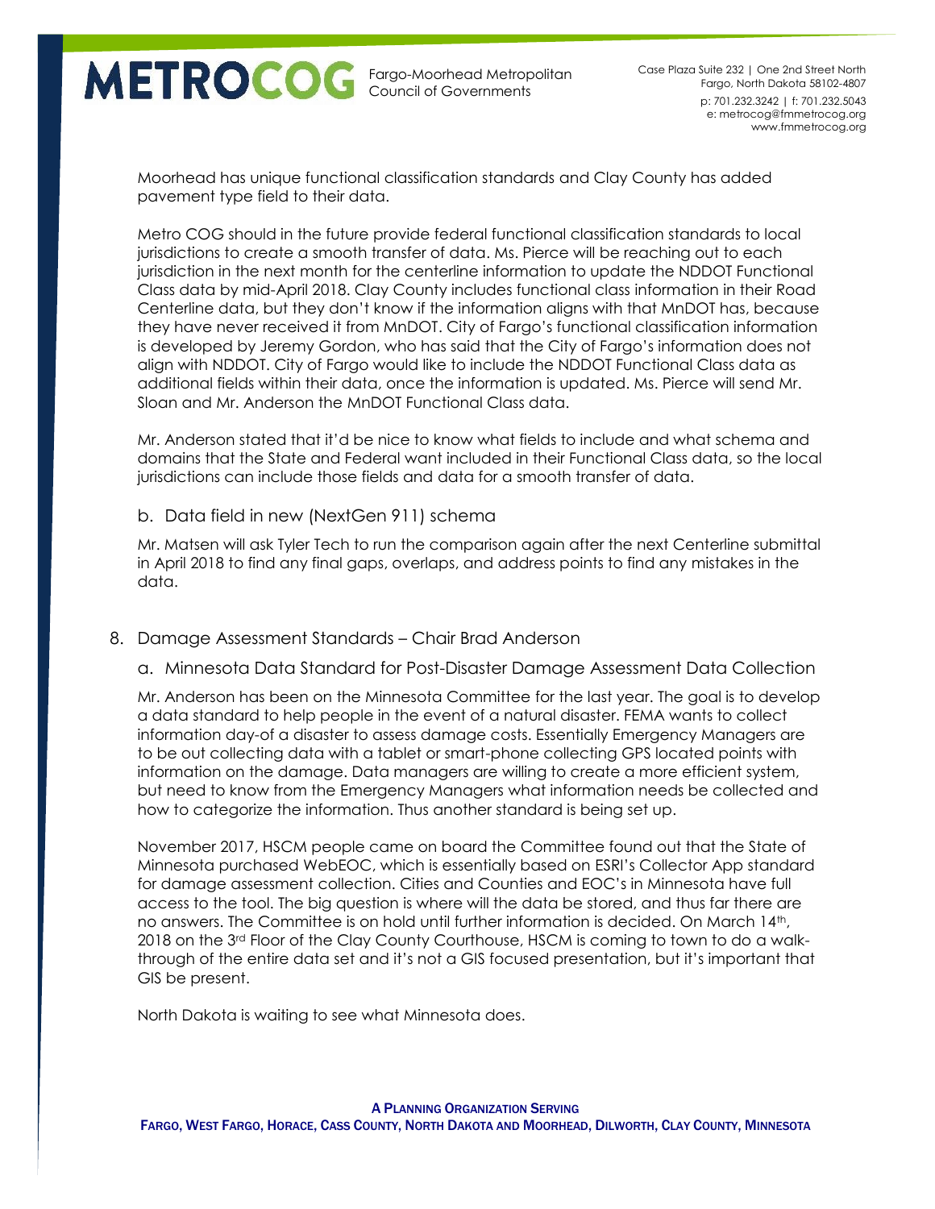Moorhead has unique functional classification standards and Clay County has added pavement type field to their data.

Metro COG should in the future provide federal functional classification standards to local jurisdictions to create a smooth transfer of data. Ms. Pierce will be reaching out to each jurisdiction in the next month for the centerline information to update the NDDOT Functional Class data by mid-April 2018. Clay County includes functional class information in their Road Centerline data, but they don't know if the information aligns with that MnDOT has, because they have never received it from MnDOT. City of Fargo's functional classification information is developed by Jeremy Gordon, who has said that the City of Fargo's information does not align with NDDOT. City of Fargo would like to include the NDDOT Functional Class data as additional fields within their data, once the information is updated. Ms. Pierce will send Mr. Sloan and Mr. Anderson the MnDOT Functional Class data.

Mr. Anderson stated that it'd be nice to know what fields to include and what schema and domains that the State and Federal want included in their Functional Class data, so the local jurisdictions can include those fields and data for a smooth transfer of data.

b. Data field in new (NextGen 911) schema

Mr. Matsen will ask Tyler Tech to run the comparison again after the next Centerline submittal in April 2018 to find any final gaps, overlaps, and address points to find any mistakes in the data.

8. Damage Assessment Standards – Chair Brad Anderson

a. Minnesota Data Standard for Post-Disaster Damage Assessment Data Collection

Mr. Anderson has been on the Minnesota Committee for the last year. The goal is to develop a data standard to help people in the event of a natural disaster. FEMA wants to collect information day-of a disaster to assess damage costs. Essentially Emergency Managers are to be out collecting data with a tablet or smart-phone collecting GPS located points with information on the damage. Data managers are willing to create a more efficient system, but need to know from the Emergency Managers what information needs be collected and how to categorize the information. Thus another standard is being set up.

November 2017, HSCM people came on board the Committee found out that the State of Minnesota purchased WebEOC, which is essentially based on ESRI's Collector App standard for damage assessment collection. Cities and Counties and EOC's in Minnesota have full access to the tool. The big question is where will the data be stored, and thus far there are no answers. The Committee is on hold until further information is decided. On March 14th, 2018 on the 3rd Floor of the Clay County Courthouse, HSCM is coming to town to do a walk-through of the entire data set and it's not a GIS focused presentation, but it's important that GIS be present.

North Dakota is waiting to see what Minnesota does.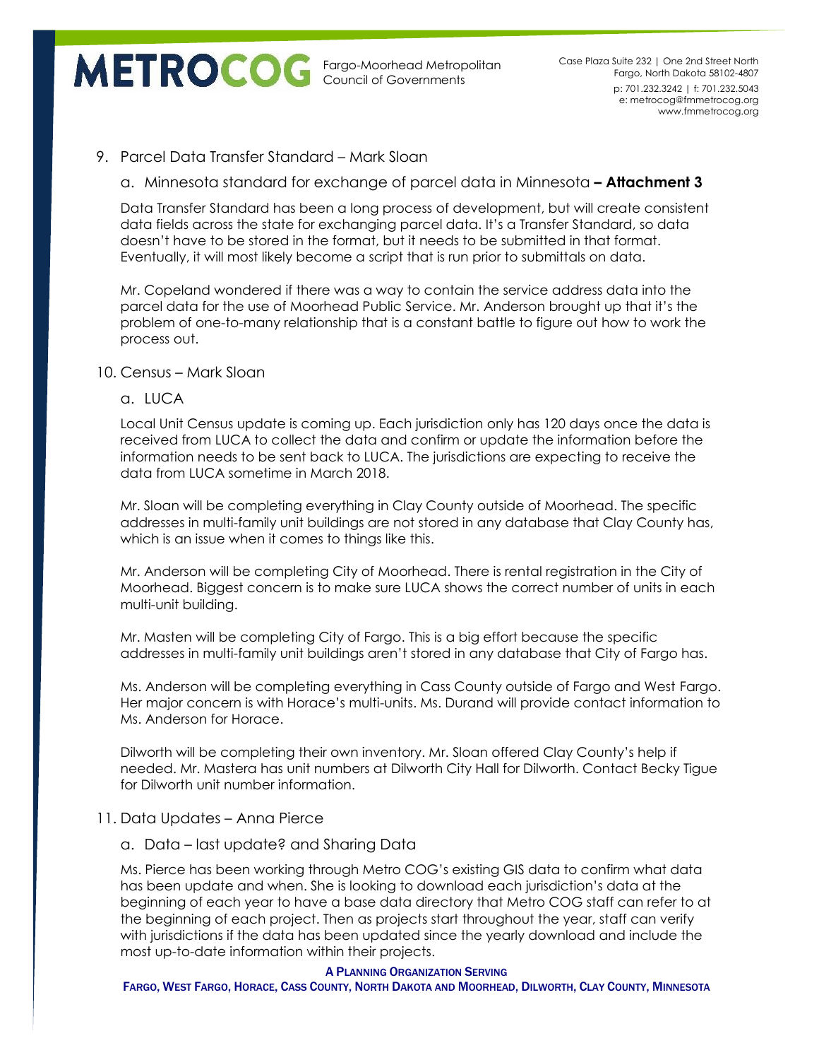9. Parcel Data Transfer Standard – Mark Sloan

   a. Minnesota standard for exchange of parcel data in Minnesota **– Attachment 3**

   Data Transfer Standard has been a long process of development, but will create consistent data fields across the state for exchanging parcel data. It's a Transfer Standard, so data doesn't have to be stored in the format, but it needs to be submitted in that format. Eventually, it will most likely become a script that is run prior to submittals on data.

   Mr. Copeland wondered if there was a way to contain the service address data into the parcel data for the use of Moorhead Public Service. Mr. Anderson brought up that it's the problem of one-to-many relationship that is a constant battle to figure out how to work the process out.

10. Census – Mark Sloan

   a. LUCA

   Local Unit Census update is coming up. Each jurisdiction only has 120 days once the data is received from LUCA to collect the data and confirm or update the information before the information needs to be sent back to LUCA. The jurisdictions are expecting to receive the data from LUCA sometime in March 2018.

   Mr. Sloan will be completing everything in Clay County outside of Moorhead. The specific addresses in multi-family unit buildings are not stored in any database that Clay County has, which is an issue when it comes to things like this.

   Mr. Anderson will be completing City of Moorhead. There is rental registration in the City of Moorhead. Biggest concern is to make sure LUCA shows the correct number of units in each multi-unit building.

   Mr. Masten will be completing City of Fargo. This is a big effort because the specific addresses in multi-family unit buildings aren't stored in any database that City of Fargo has.

   Ms. Anderson will be completing everything in Cass County outside of Fargo and West Fargo. Her major concern is with Horace's multi-units. Ms. Durand will provide contact information to Ms. Anderson for Horace.

   Dilworth will be completing their own inventory. Mr. Sloan offered Clay County's help if needed. Mr. Mastera has unit numbers at Dilworth City Hall for Dilworth. Contact Becky Tigue for Dilworth unit number information.

11. Data Updates – Anna Pierce

   a. Data – last update? and Sharing Data

   Ms. Pierce has been working through Metro COG's existing GIS data to confirm what data has been update and when. She is looking to download each jurisdiction's data at the beginning of each year to have a base data directory that Metro COG staff can refer to at the beginning of each project. Then as projects start throughout the year, staff can verify with jurisdictions if the data has been updated since the yearly download and include the most up-to-date information within their projects.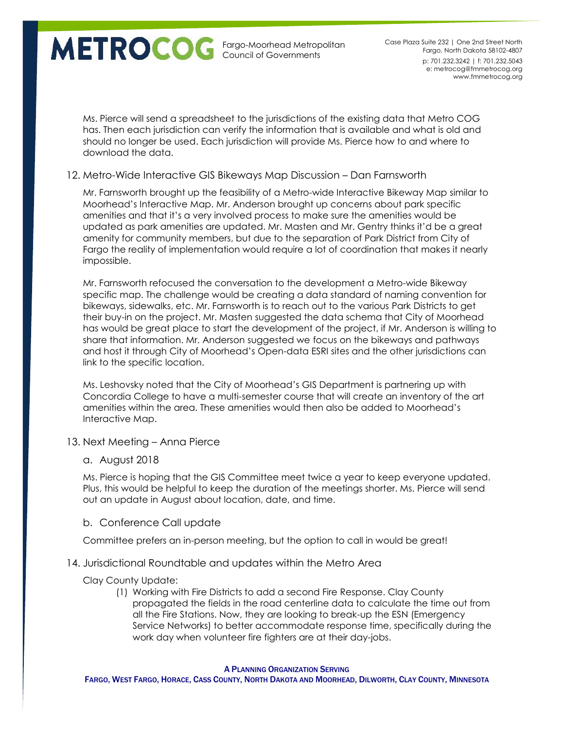Ms. Pierce will send a spreadsheet to the jurisdictions of the existing data that Metro COG has. Then each jurisdiction can verify the information that is available and what is old and should no longer be used. Each jurisdiction will provide Ms. Pierce how to and where to download the data.

12. Metro-Wide Interactive GIS Bikeways Map Discussion – Dan Farnsworth

Mr. Farnsworth brought up the feasibility of a Metro-wide Interactive Bikeway Map similar to Moorhead's Interactive Map. Mr. Anderson brought up concerns about park specific amenities and that it's a very involved process to make sure the amenities would be updated as park amenities are updated. Mr. Masten and Mr. Gentry thinks it'd be a great amenity for community members, but due to the separation of Park District from City of Fargo the reality of implementation would require a lot of coordination that makes it nearly impossible.

Mr. Farnsworth refocused the conversation to the development a Metro-wide Bikeway specific map. The challenge would be creating a data standard of naming convention for bikeways, sidewalks, etc. Mr. Farnsworth is to reach out to the various Park Districts to get their buy-in on the project. Mr. Masten suggested the data schema that City of Moorhead has would be great place to start the development of the project, if Mr. Anderson is willing to share that information. Mr. Anderson suggested we focus on the bikeways and pathways and host it through City of Moorhead's Open-data ESRI sites and the other jurisdictions can link to the specific location.

Ms. Leshovsky noted that the City of Moorhead's GIS Department is partnering up with Concordia College to have a multi-semester course that will create an inventory of the art amenities within the area. These amenities would then also be added to Moorhead's Interactive Map.

13. Next Meeting – Anna Pierce

a. August 2018

Ms. Pierce is hoping that the GIS Committee meet twice a year to keep everyone updated. Plus, this would be helpful to keep the duration of the meetings shorter. Ms. Pierce will send out an update in August about location, date, and time.

b. Conference Call update

Committee prefers an in-person meeting, but the option to call in would be great!

14. Jurisdictional Roundtable and updates within the Metro Area

Clay County Update:

(1) Working with Fire Districts to add a second Fire Response. Clay County propagated the fields in the road centerline data to calculate the time out from all the Fire Stations. Now, they are looking to break-up the ESN (Emergency Service Networks) to better accommodate response time, specifically during the work day when volunteer fire fighters are at their day-jobs.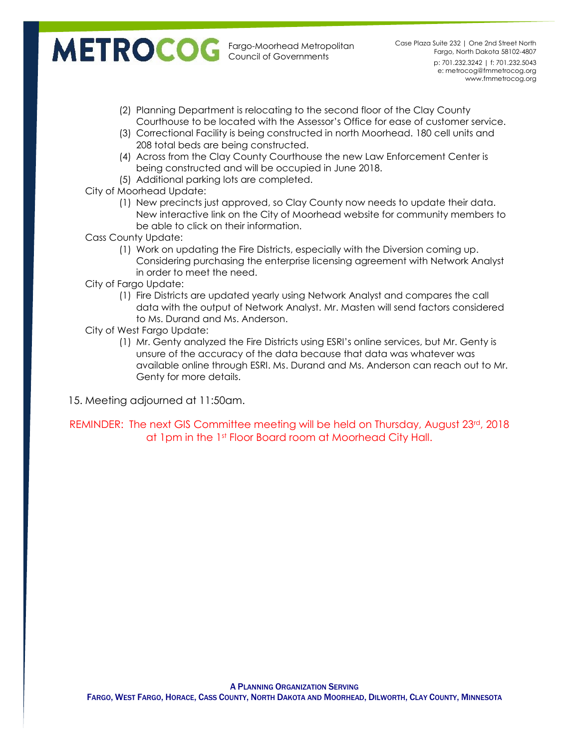(2) Planning Department is relocating to the second floor of the Clay County Courthouse to be located with the Assessor's Office for ease of customer service.

(3) Correctional Facility is being constructed in north Moorhead. 180 cell units and 208 total beds are being constructed.

(4) Across from the Clay County Courthouse the new Law Enforcement Center is being constructed and will be occupied in June 2018.

(5) Additional parking lots are completed.

City of Moorhead Update:

(1) New precincts just approved, so Clay County now needs to update their data. New interactive link on the City of Moorhead website for community members to be able to click on their information.

Cass County Update:

(1) Work on updating the Fire Districts, especially with the Diversion coming up. Considering purchasing the enterprise licensing agreement with Network Analyst in order to meet the need.

City of Fargo Update:

(1) Fire Districts are updated yearly using Network Analyst and compares the call data with the output of Network Analyst. Mr. Masten will send factors considered to Ms. Durand and Ms. Anderson.

City of West Fargo Update:

(1) Mr. Genty analyzed the Fire Districts using ESRI's online services, but Mr. Genty is unsure of the accuracy of the data because that data was whatever was available online through ESRI. Ms. Durand and Ms. Anderson can reach out to Mr. Genty for more details.

15. Meeting adjourned at 11:50am.

REMINDER: The next GIS Committee meeting will be held on Thursday, August 23rd, 2018 at 1pm in the 1st Floor Board room at Moorhead City Hall.